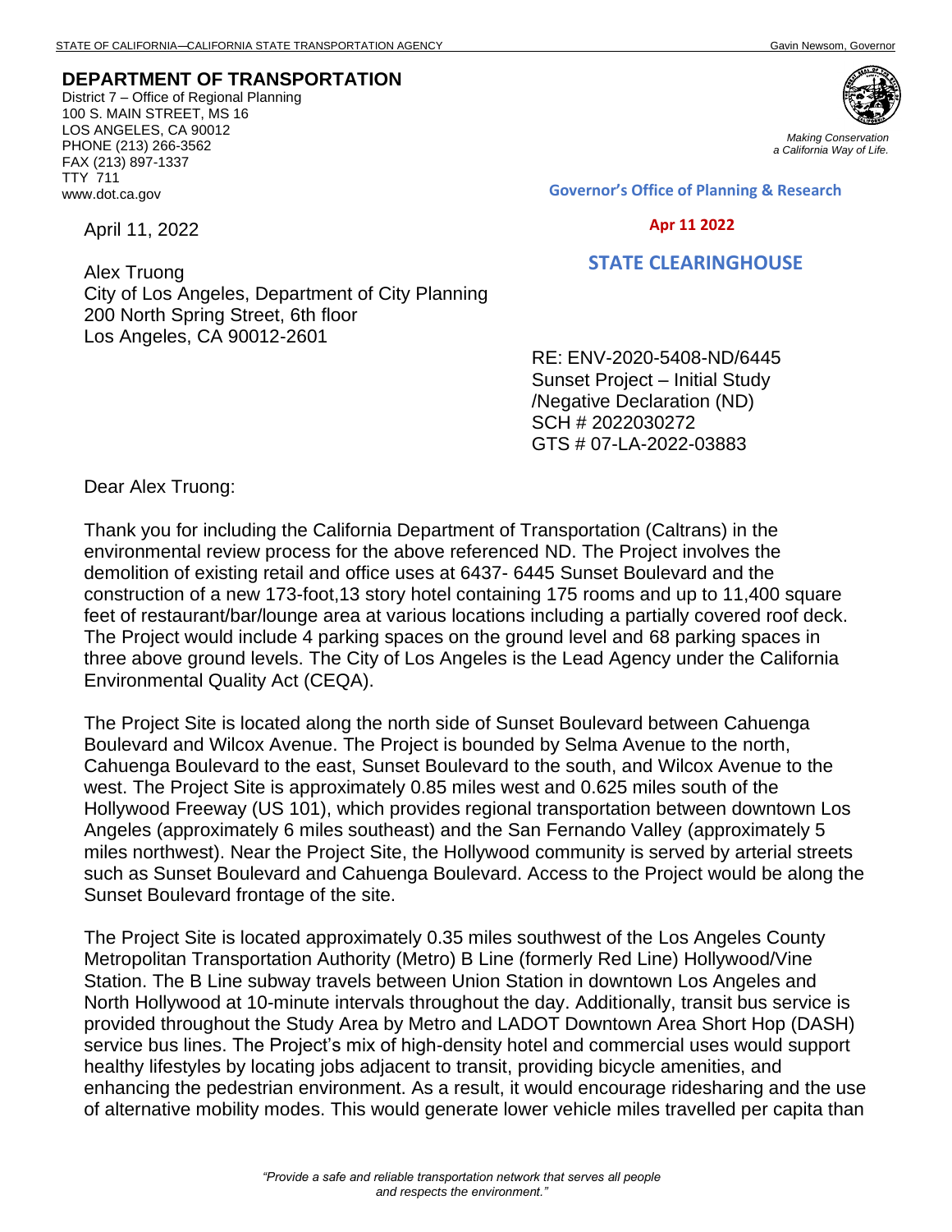STATE OF CALIFORNIA—CALIFORNIA STATE TRANSPORTATION AGENCY Gavin Newsom, Governor

**DEPARTMENT OF TRANSPORTATION**
District 7 – Office of Regional Planning
100 S. MAIN STREET, MS 16
LOS ANGELES, CA 90012
PHONE (213) 266-3562
FAX (213) 897-1337
TTY 711
www.dot.ca.gov

*Making Conservation a California Way of Life.*

**Governor's Office of Planning & Research**

**Apr 11 2022**

**STATE CLEARINGHOUSE**

April 11, 2022

Alex Truong
City of Los Angeles, Department of City Planning
200 North Spring Street, 6th floor
Los Angeles, CA 90012-2601

RE: ENV-2020-5408-ND/6445
Sunset Project – Initial Study /Negative Declaration (ND)
SCH # 2022030272
GTS # 07-LA-2022-03883

Dear Alex Truong:

Thank you for including the California Department of Transportation (Caltrans) in the environmental review process for the above referenced ND. The Project involves the demolition of existing retail and office uses at 6437- 6445 Sunset Boulevard and the construction of a new 173-foot,13 story hotel containing 175 rooms and up to 11,400 square feet of restaurant/bar/lounge area at various locations including a partially covered roof deck. The Project would include 4 parking spaces on the ground level and 68 parking spaces in three above ground levels. The City of Los Angeles is the Lead Agency under the California Environmental Quality Act (CEQA).

The Project Site is located along the north side of Sunset Boulevard between Cahuenga Boulevard and Wilcox Avenue. The Project is bounded by Selma Avenue to the north, Cahuenga Boulevard to the east, Sunset Boulevard to the south, and Wilcox Avenue to the west. The Project Site is approximately 0.85 miles west and 0.625 miles south of the Hollywood Freeway (US 101), which provides regional transportation between downtown Los Angeles (approximately 6 miles southeast) and the San Fernando Valley (approximately 5 miles northwest). Near the Project Site, the Hollywood community is served by arterial streets such as Sunset Boulevard and Cahuenga Boulevard. Access to the Project would be along the Sunset Boulevard frontage of the site.

The Project Site is located approximately 0.35 miles southwest of the Los Angeles County Metropolitan Transportation Authority (Metro) B Line (formerly Red Line) Hollywood/Vine Station. The B Line subway travels between Union Station in downtown Los Angeles and North Hollywood at 10-minute intervals throughout the day. Additionally, transit bus service is provided throughout the Study Area by Metro and LADOT Downtown Area Short Hop (DASH) service bus lines. The Project's mix of high-density hotel and commercial uses would support healthy lifestyles by locating jobs adjacent to transit, providing bicycle amenities, and enhancing the pedestrian environment. As a result, it would encourage ridesharing and the use of alternative mobility modes. This would generate lower vehicle miles travelled per capita than

*"Provide a safe and reliable transportation network that serves all people and respects the environment."*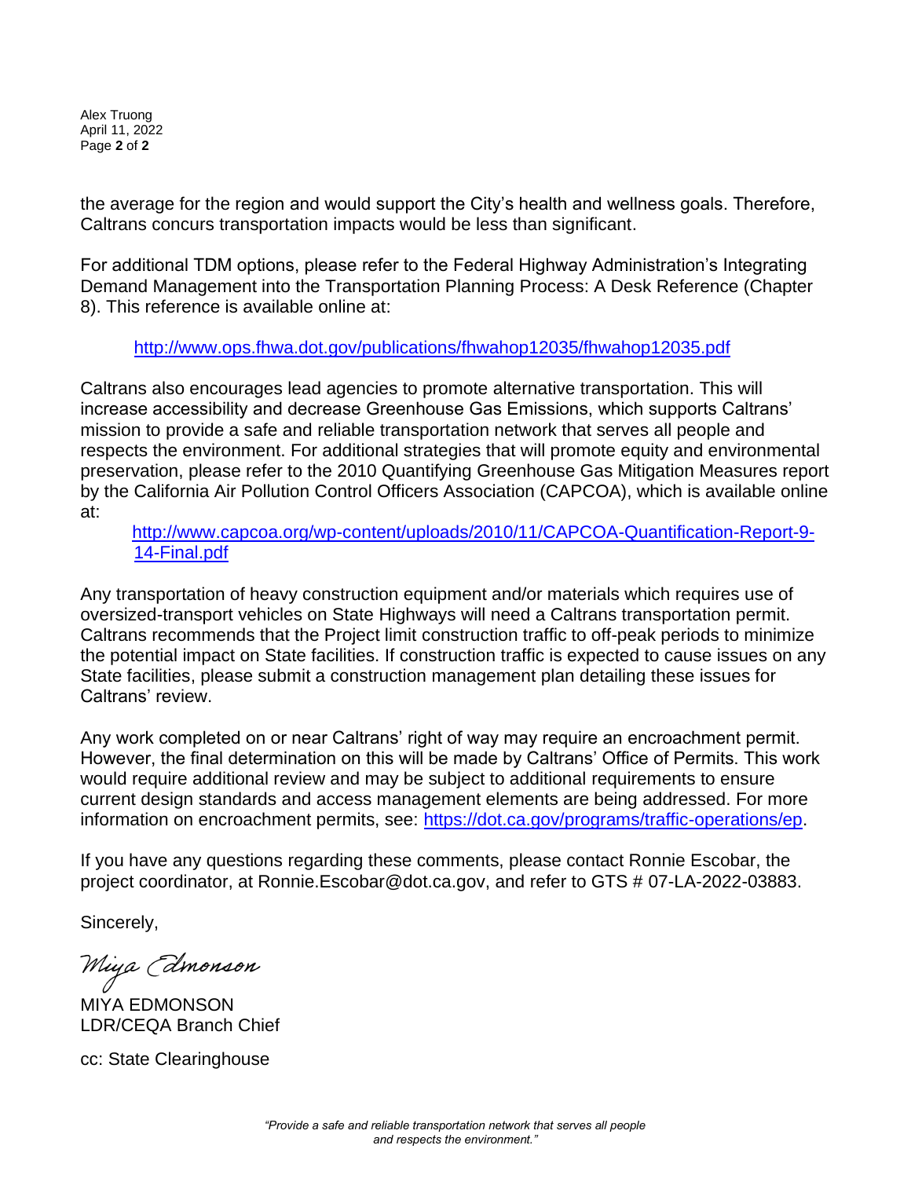the average for the region and would support the City's health and wellness goals. Therefore, Caltrans concurs transportation impacts would be less than significant.

For additional TDM options, please refer to the Federal Highway Administration's Integrating Demand Management into the Transportation Planning Process: A Desk Reference (Chapter 8). This reference is available online at:

http://www.ops.fhwa.dot.gov/publications/fhwahop12035/fhwahop12035.pdf

Caltrans also encourages lead agencies to promote alternative transportation. This will increase accessibility and decrease Greenhouse Gas Emissions, which supports Caltrans' mission to provide a safe and reliable transportation network that serves all people and respects the environment. For additional strategies that will promote equity and environmental preservation, please refer to the 2010 Quantifying Greenhouse Gas Mitigation Measures report by the California Air Pollution Control Officers Association (CAPCOA), which is available online at:

http://www.capcoa.org/wp-content/uploads/2010/11/CAPCOA-Quantification-Report-9-14-Final.pdf

Any transportation of heavy construction equipment and/or materials which requires use of oversized-transport vehicles on State Highways will need a Caltrans transportation permit. Caltrans recommends that the Project limit construction traffic to off-peak periods to minimize the potential impact on State facilities. If construction traffic is expected to cause issues on any State facilities, please submit a construction management plan detailing these issues for Caltrans' review.

Any work completed on or near Caltrans' right of way may require an encroachment permit. However, the final determination on this will be made by Caltrans' Office of Permits. This work would require additional review and may be subject to additional requirements to ensure current design standards and access management elements are being addressed. For more information on encroachment permits, see: https://dot.ca.gov/programs/traffic-operations/ep.

If you have any questions regarding these comments, please contact Ronnie Escobar, the project coordinator, at Ronnie.Escobar@dot.ca.gov, and refer to GTS # 07-LA-2022-03883.

Sincerely,

Miya Edmonson

MIYA EDMONSON
LDR/CEQA Branch Chief

cc: State Clearinghouse